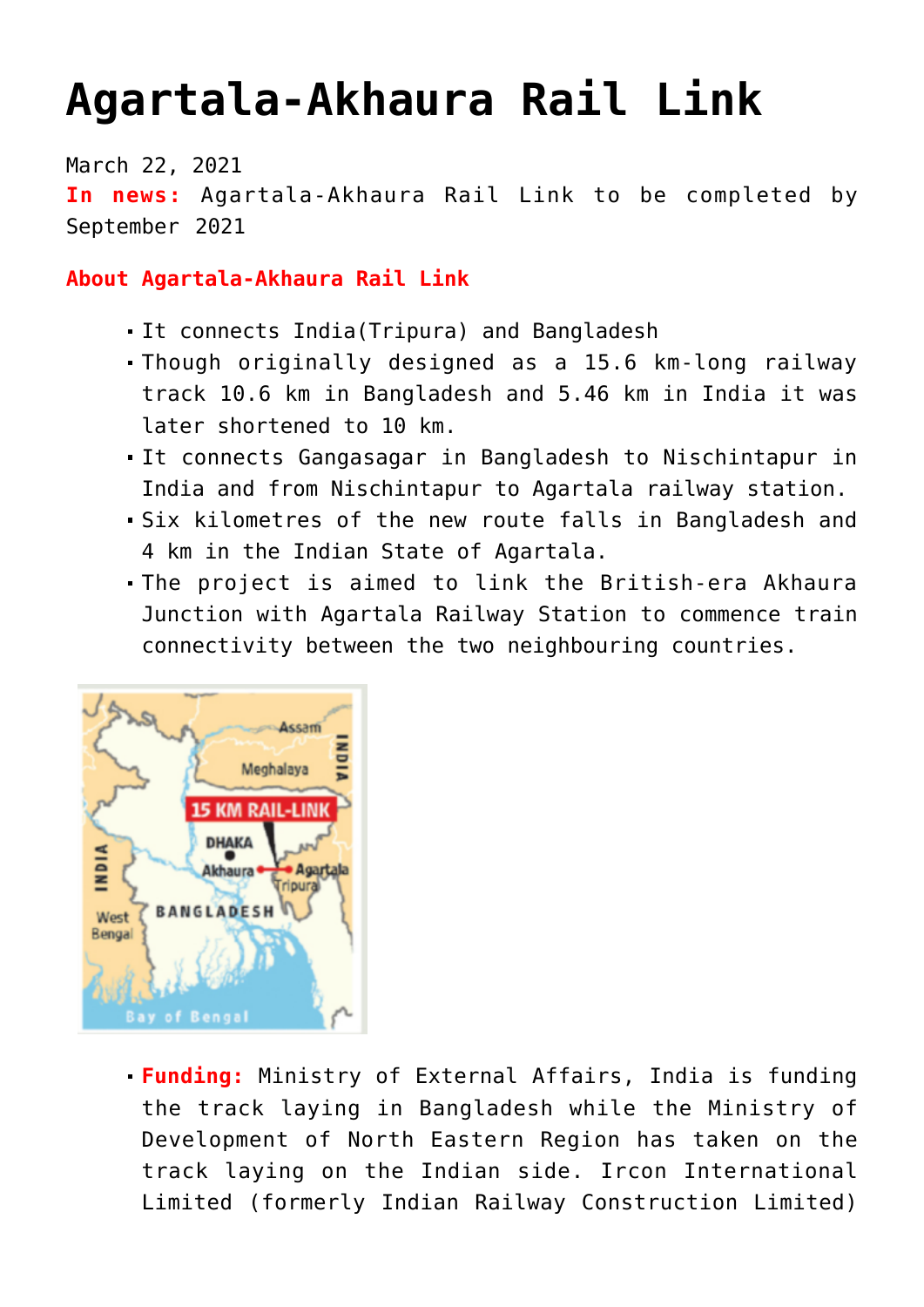# Agartala-Akhaura Rail Link

March 22, 2021

**In news:** Agartala-Akhaura Rail Link to be completed by September 2021

**About Agartala-Akhaura Rail Link**

- It connects India(Tripura) and Bangladesh
- Though originally designed as a 15.6 km-long railway track 10.6 km in Bangladesh and 5.46 km in India it was later shortened to 10 km.
- It connects Gangasagar in Bangladesh to Nischintapur in India and from Nischintapur to Agartala railway station.
- Six kilometres of the new route falls in Bangladesh and 4 km in the Indian State of Agartala.
- The project is aimed to link the British-era Akhaura Junction with Agartala Railway Station to commence train connectivity between the two neighbouring countries.

- **Funding:** Ministry of External Affairs, India is funding the track laying in Bangladesh while the Ministry of Development of North Eastern Region has taken on the track laying on the Indian side. Ircon International Limited (formerly Indian Railway Construction Limited)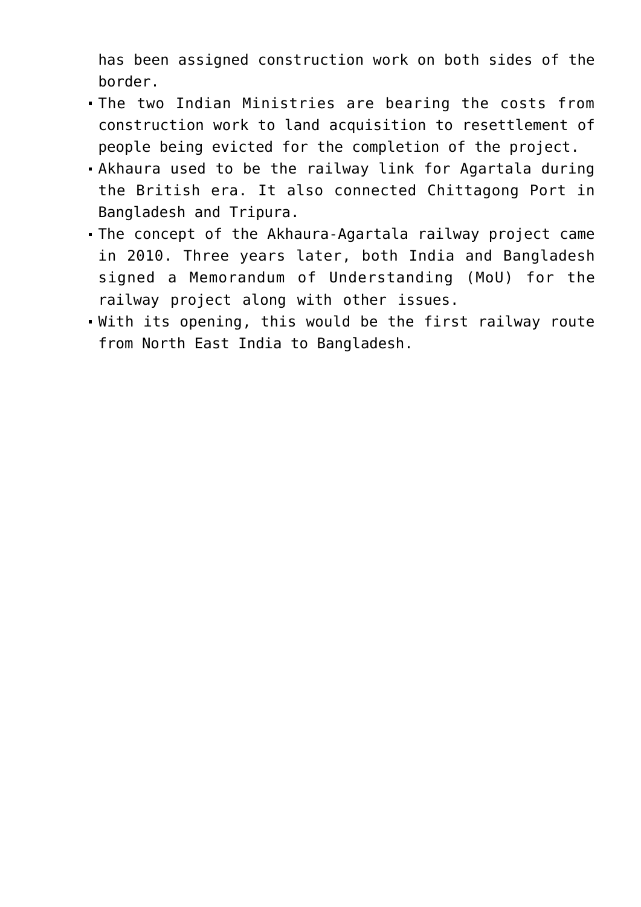has been assigned construction work on both sides of the border.

- The two Indian Ministries are bearing the costs from construction work to land acquisition to resettlement of people being evicted for the completion of the project.
- Akhaura used to be the railway link for Agartala during the British era. It also connected Chittagong Port in Bangladesh and Tripura.
- The concept of the Akhaura-Agartala railway project came in 2010. Three years later, both India and Bangladesh signed a Memorandum of Understanding (MoU) for the railway project along with other issues.
- With its opening, this would be the first railway route from North East India to Bangladesh.